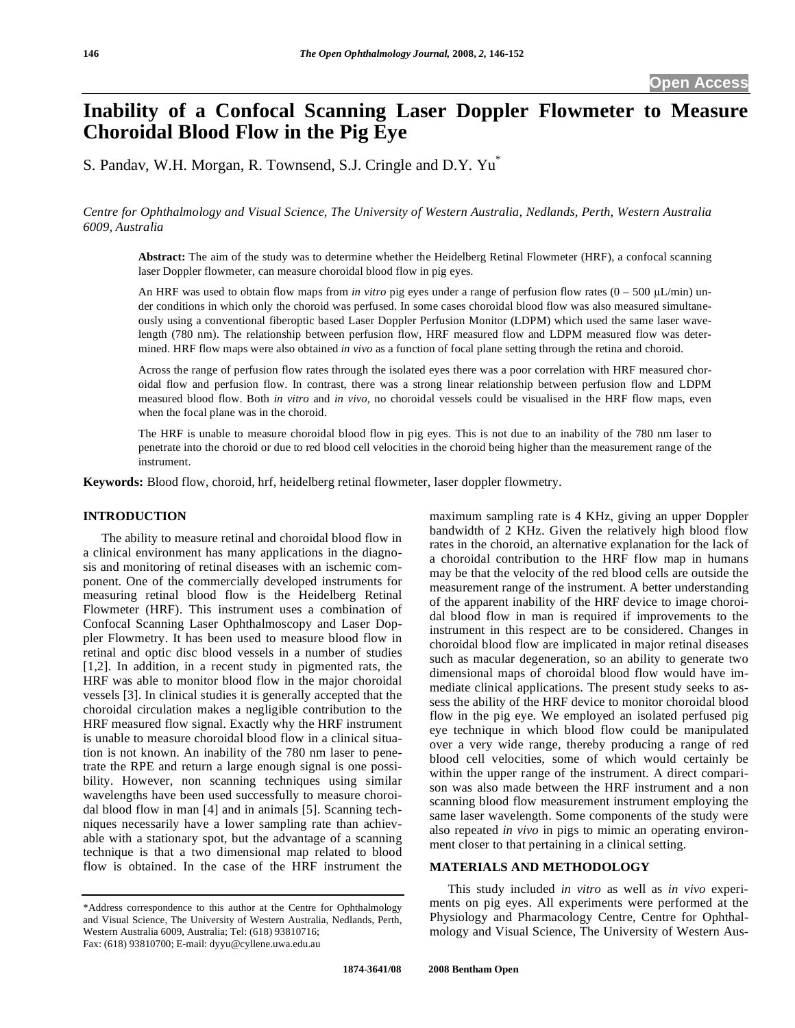# Inability of a Confocal Scanning Laser Doppler Flowmeter to Measure Choroidal Blood Flow in the Pig Eye

S. Pandav, W.H. Morgan, R. Townsend, S.J. Cringle and D.Y. Yu*

*Centre for Ophthalmology and Visual Science, The University of Western Australia, Nedlands, Perth, Western Australia 6009, Australia*

**Abstract:** The aim of the study was to determine whether the Heidelberg Retinal Flowmeter (HRF), a confocal scanning laser Doppler flowmeter, can measure choroidal blood flow in pig eyes.

An HRF was used to obtain flow maps from *in vitro* pig eyes under a range of perfusion flow rates (0 – 500 μL/min) under conditions in which only the choroid was perfused. In some cases choroidal blood flow was also measured simultaneously using a conventional fiberoptic based Laser Doppler Perfusion Monitor (LDPM) which used the same laser wavelength (780 nm). The relationship between perfusion flow, HRF measured flow and LDPM measured flow was determined. HRF flow maps were also obtained *in vivo* as a function of focal plane setting through the retina and choroid.

Across the range of perfusion flow rates through the isolated eyes there was a poor correlation with HRF measured choroidal flow and perfusion flow. In contrast, there was a strong linear relationship between perfusion flow and LDPM measured blood flow. Both *in vitro* and *in vivo*, no choroidal vessels could be visualised in the HRF flow maps, even when the focal plane was in the choroid.

The HRF is unable to measure choroidal blood flow in pig eyes. This is not due to an inability of the 780 nm laser to penetrate into the choroid or due to red blood cell velocities in the choroid being higher than the measurement range of the instrument.

**Keywords:** Blood flow, choroid, hrf, heidelberg retinal flowmeter, laser doppler flowmetry.

## INTRODUCTION

The ability to measure retinal and choroidal blood flow in a clinical environment has many applications in the diagnosis and monitoring of retinal diseases with an ischemic component. One of the commercially developed instruments for measuring retinal blood flow is the Heidelberg Retinal Flowmeter (HRF). This instrument uses a combination of Confocal Scanning Laser Ophthalmoscopy and Laser Doppler Flowmetry. It has been used to measure blood flow in retinal and optic disc blood vessels in a number of studies [1,2]. In addition, in a recent study in pigmented rats, the HRF was able to monitor blood flow in the major choroidal vessels [3]. In clinical studies it is generally accepted that the choroidal circulation makes a negligible contribution to the HRF measured flow signal. Exactly why the HRF instrument is unable to measure choroidal blood flow in a clinical situation is not known. An inability of the 780 nm laser to penetrate the RPE and return a large enough signal is one possibility. However, non scanning techniques using similar wavelengths have been used successfully to measure choroidal blood flow in man [4] and in animals [5]. Scanning techniques necessarily have a lower sampling rate than achievable with a stationary spot, but the advantage of a scanning technique is that a two dimensional map related to blood flow is obtained. In the case of the HRF instrument the maximum sampling rate is 4 KHz, giving an upper Doppler bandwidth of 2 KHz. Given the relatively high blood flow rates in the choroid, an alternative explanation for the lack of a choroidal contribution to the HRF flow map in humans may be that the velocity of the red blood cells are outside the measurement range of the instrument. A better understanding of the apparent inability of the HRF device to image choroidal blood flow in man is required if improvements to the instrument in this respect are to be considered. Changes in choroidal blood flow are implicated in major retinal diseases such as macular degeneration, so an ability to generate two dimensional maps of choroidal blood flow would have immediate clinical applications. The present study seeks to assess the ability of the HRF device to monitor choroidal blood flow in the pig eye. We employed an isolated perfused pig eye technique in which blood flow could be manipulated over a very wide range, thereby producing a range of red blood cell velocities, some of which would certainly be within the upper range of the instrument. A direct comparison was also made between the HRF instrument and a non scanning blood flow measurement instrument employing the same laser wavelength. Some components of the study were also repeated *in vivo* in pigs to mimic an operating environment closer to that pertaining in a clinical setting.

## MATERIALS AND METHODOLOGY

This study included *in vitro* as well as *in vivo* experiments on pig eyes. All experiments were performed at the Physiology and Pharmacology Centre, Centre for Ophthalmology and Visual Science, The University of Western Aus-

*Address correspondence to this author at the Centre for Ophthalmology and Visual Science, The University of Western Australia, Nedlands, Perth, Western Australia 6009, Australia; Tel: (618) 93810716; Fax: (618) 93810700; E-mail: dyyu@cyllene.uwa.edu.au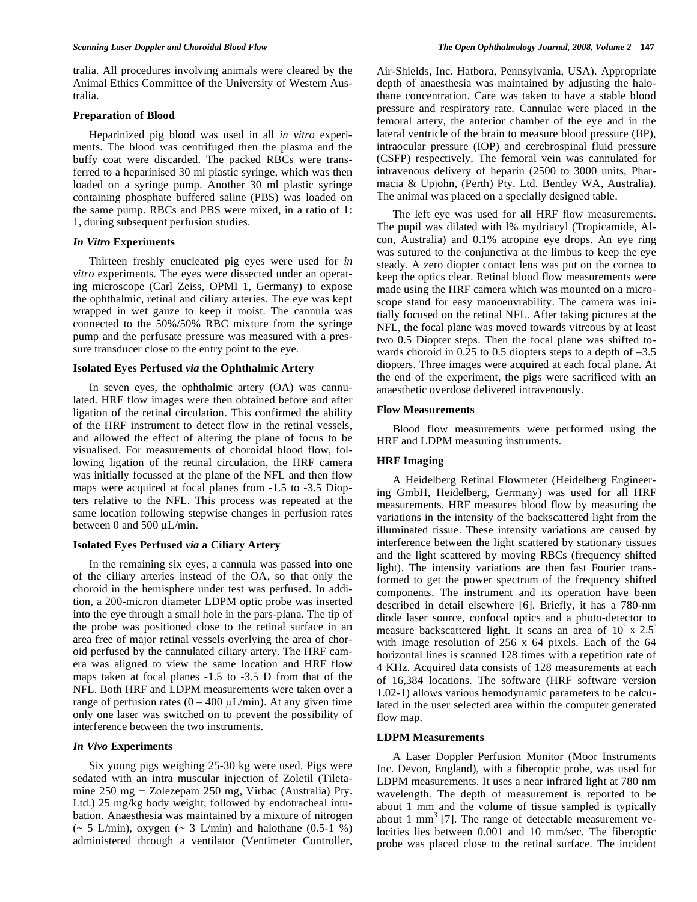tralia. All procedures involving animals were cleared by the Animal Ethics Committee of the University of Western Australia.

### Preparation of Blood

Heparinized pig blood was used in all *in vitro* experiments. The blood was centrifuged then the plasma and the buffy coat were discarded. The packed RBCs were transferred to a heparinised 30 ml plastic syringe, which was then loaded on a syringe pump. Another 30 ml plastic syringe containing phosphate buffered saline (PBS) was loaded on the same pump. RBCs and PBS were mixed, in a ratio of 1: 1, during subsequent perfusion studies.

### *In Vitro* Experiments

Thirteen freshly enucleated pig eyes were used for *in vitro* experiments. The eyes were dissected under an operating microscope (Carl Zeiss, OPMI 1, Germany) to expose the ophthalmic, retinal and ciliary arteries. The eye was kept wrapped in wet gauze to keep it moist. The cannula was connected to the 50%/50% RBC mixture from the syringe pump and the perfusate pressure was measured with a pressure transducer close to the entry point to the eye.

### Isolated Eyes Perfused *via* the Ophthalmic Artery

In seven eyes, the ophthalmic artery (OA) was cannulated. HRF flow images were then obtained before and after ligation of the retinal circulation. This confirmed the ability of the HRF instrument to detect flow in the retinal vessels, and allowed the effect of altering the plane of focus to be visualised. For measurements of choroidal blood flow, following ligation of the retinal circulation, the HRF camera was initially focussed at the plane of the NFL and then flow maps were acquired at focal planes from -1.5 to -3.5 Diopters relative to the NFL. This process was repeated at the same location following stepwise changes in perfusion rates between 0 and 500 μL/min.

### Isolated Eyes Perfused *via* a Ciliary Artery

In the remaining six eyes, a cannula was passed into one of the ciliary arteries instead of the OA, so that only the choroid in the hemisphere under test was perfused. In addition, a 200-micron diameter LDPM optic probe was inserted into the eye through a small hole in the pars-plana. The tip of the probe was positioned close to the retinal surface in an area free of major retinal vessels overlying the area of choroid perfused by the cannulated ciliary artery. The HRF camera was aligned to view the same location and HRF flow maps taken at focal planes -1.5 to -3.5 D from that of the NFL. Both HRF and LDPM measurements were taken over a range of perfusion rates (0 – 400 μL/min). At any given time only one laser was switched on to prevent the possibility of interference between the two instruments.

### *In Vivo* Experiments

Six young pigs weighing 25-30 kg were used. Pigs were sedated with an intra muscular injection of Zoletil (Tiletamine 250 mg + Zolezepam 250 mg, Virbac (Australia) Pty. Ltd.) 25 mg/kg body weight, followed by endotracheal intubation. Anaesthesia was maintained by a mixture of nitrogen (~ 5 L/min), oxygen (~ 3 L/min) and halothane (0.5-1 %) administered through a ventilator (Ventimeter Controller, Air-Shields, Inc. Hatbora, Pennsylvania, USA). Appropriate depth of anaesthesia was maintained by adjusting the halothane concentration. Care was taken to have a stable blood pressure and respiratory rate. Cannulae were placed in the femoral artery, the anterior chamber of the eye and in the lateral ventricle of the brain to measure blood pressure (BP), intraocular pressure (IOP) and cerebrospinal fluid pressure (CSFP) respectively. The femoral vein was cannulated for intravenous delivery of heparin (2500 to 3000 units, Pharmacia & Upjohn, (Perth) Pty. Ltd. Bentley WA, Australia). The animal was placed on a specially designed table.

The left eye was used for all HRF flow measurements. The pupil was dilated with l% mydriacyl (Tropicamide, Alcon, Australia) and 0.1% atropine eye drops. An eye ring was sutured to the conjunctiva at the limbus to keep the eye steady. A zero diopter contact lens was put on the cornea to keep the optics clear. Retinal blood flow measurements were made using the HRF camera which was mounted on a microscope stand for easy manoeuvrability. The camera was initially focused on the retinal NFL. After taking pictures at the NFL, the focal plane was moved towards vitreous by at least two 0.5 Diopter steps. Then the focal plane was shifted towards choroid in 0.25 to 0.5 diopters steps to a depth of –3.5 diopters. Three images were acquired at each focal plane. At the end of the experiment, the pigs were sacrificed with an anaesthetic overdose delivered intravenously.

### Flow Measurements

Blood flow measurements were performed using the HRF and LDPM measuring instruments.

### HRF Imaging

A Heidelberg Retinal Flowmeter (Heidelberg Engineering GmbH, Heidelberg, Germany) was used for all HRF measurements. HRF measures blood flow by measuring the variations in the intensity of the backscattered light from the illuminated tissue. These intensity variations are caused by interference between the light scattered by stationary tissues and the light scattered by moving RBCs (frequency shifted light). The intensity variations are then fast Fourier transformed to get the power spectrum of the frequency shifted components. The instrument and its operation have been described in detail elsewhere [6]. Briefly, it has a 780-nm diode laser source, confocal optics and a photo-detector to measure backscattered light. It scans an area of $10^{\circ}$ x $2.5^{\circ}$ with image resolution of 256 x 64 pixels. Each of the 64 horizontal lines is scanned 128 times with a repetition rate of 4 KHz. Acquired data consists of 128 measurements at each of 16,384 locations. The software (HRF software version 1.02-1) allows various hemodynamic parameters to be calculated in the user selected area within the computer generated flow map.

### LDPM Measurements

A Laser Doppler Perfusion Monitor (Moor Instruments Inc. Devon, England), with a fiberoptic probe, was used for LDPM measurements. It uses a near infrared light at 780 nm wavelength. The depth of measurement is reported to be about 1 mm and the volume of tissue sampled is typically about 1 $mm^3$ [7]. The range of detectable measurement velocities lies between 0.001 and 10 mm/sec. The fiberoptic probe was placed close to the retinal surface. The incident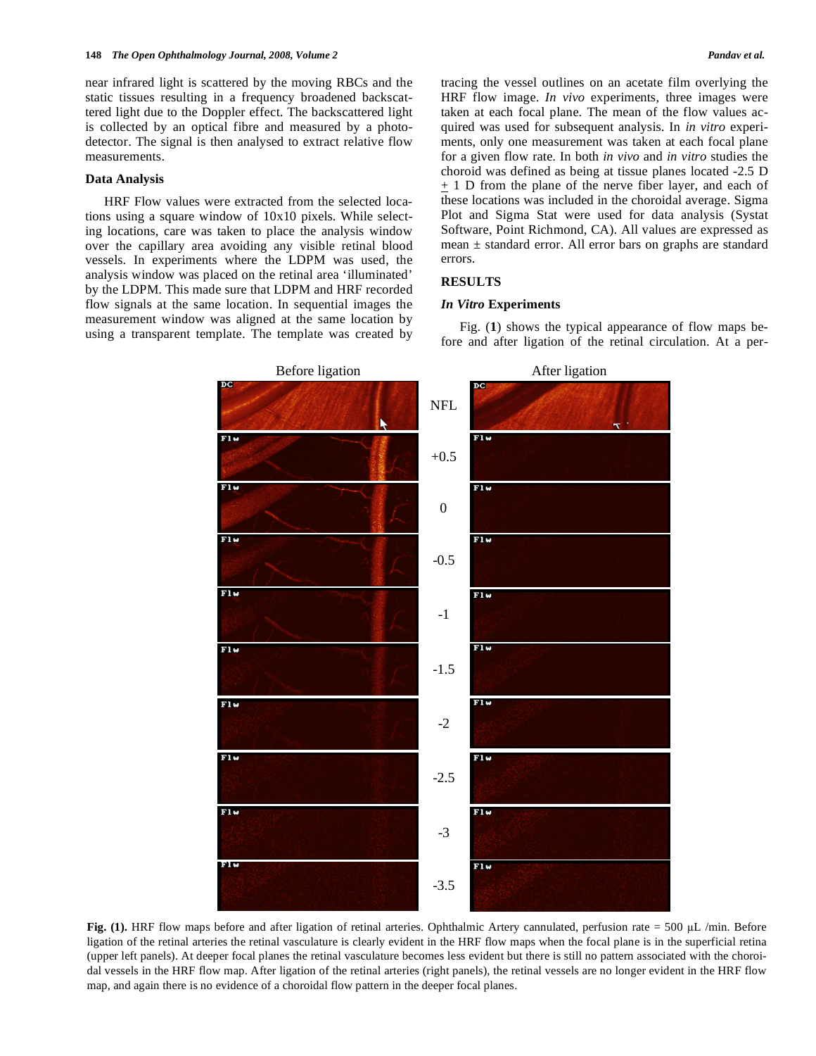near infrared light is scattered by the moving RBCs and the static tissues resulting in a frequency broadened backscattered light due to the Doppler effect. The backscattered light is collected by an optical fibre and measured by a photodetector. The signal is then analysed to extract relative flow measurements.

### Data Analysis

HRF Flow values were extracted from the selected locations using a square window of 10x10 pixels. While selecting locations, care was taken to place the analysis window over the capillary area avoiding any visible retinal blood vessels. In experiments where the LDPM was used, the analysis window was placed on the retinal area 'illuminated' by the LDPM. This made sure that LDPM and HRF recorded flow signals at the same location. In sequential images the measurement window was aligned at the same location by using a transparent template. The template was created by tracing the vessel outlines on an acetate film overlying the HRF flow image. *In vivo* experiments, three images were taken at each focal plane. The mean of the flow values acquired was used for subsequent analysis. In *in vitro* experiments, only one measurement was taken at each focal plane for a given flow rate. In both *in vivo* and *in vitro* studies the choroid was defined as being at tissue planes located -2.5 D $\pm$ 1 D from the plane of the nerve fiber layer, and each of these locations was included in the choroidal average. Sigma Plot and Sigma Stat were used for data analysis (Systat Software, Point Richmond, CA). All values are expressed as mean ± standard error. All error bars on graphs are standard errors.

## RESULTS

### *In Vitro* Experiments

Fig. (**1**) shows the typical appearance of flow maps before and after ligation of the retinal circulation. At a per-

**Fig. (1).** HRF flow maps before and after ligation of retinal arteries. Ophthalmic Artery cannulated, perfusion rate = 500 μL /min. Before ligation of the retinal arteries the retinal vasculature is clearly evident in the HRF flow maps when the focal plane is in the superficial retina (upper left panels). At deeper focal planes the retinal vasculature becomes less evident but there is still no pattern associated with the choroidal vessels in the HRF flow map. After ligation of the retinal arteries (right panels), the retinal vessels are no longer evident in the HRF flow map, and again there is no evidence of a choroidal flow pattern in the deeper focal planes.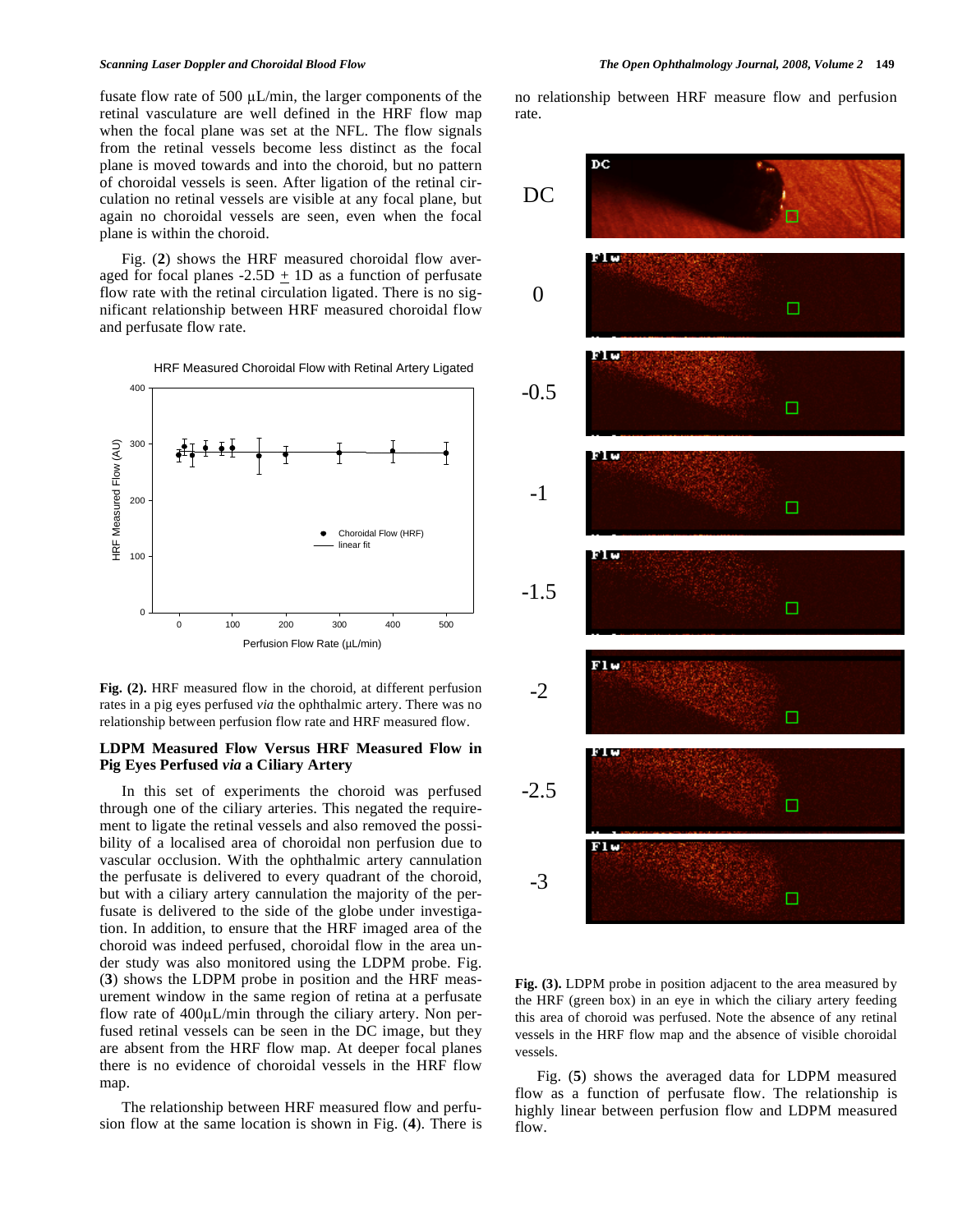fusate flow rate of 500 μL/min, the larger components of the retinal vasculature are well defined in the HRF flow map when the focal plane was set at the NFL. The flow signals from the retinal vessels become less distinct as the focal plane is moved towards and into the choroid, but no pattern of choroidal vessels is seen. After ligation of the retinal circulation no retinal vessels are visible at any focal plane, but again no choroidal vessels are seen, even when the focal plane is within the choroid.

Fig. (**2**) shows the HRF measured choroidal flow averaged for focal planes -2.5D $\pm$ 1D as a function of perfusate flow rate with the retinal circulation ligated. There is no significant relationship between HRF measured choroidal flow and perfusate flow rate.

**Fig. (2).** HRF measured flow in the choroid, at different perfusion rates in a pig eyes perfused *via* the ophthalmic artery. There was no relationship between perfusion flow rate and HRF measured flow.

### LDPM Measured Flow Versus HRF Measured Flow in Pig Eyes Perfused *via* a Ciliary Artery

In this set of experiments the choroid was perfused through one of the ciliary arteries. This negated the requirement to ligate the retinal vessels and also removed the possibility of a localised area of choroidal non perfusion due to vascular occlusion. With the ophthalmic artery cannulation the perfusate is delivered to every quadrant of the choroid, but with a ciliary artery cannulation the majority of the perfusate is delivered to the side of the globe under investigation. In addition, to ensure that the HRF imaged area of the choroid was indeed perfused, choroidal flow in the area under study was also monitored using the LDPM probe. Fig. (**3**) shows the LDPM probe in position and the HRF measurement window in the same region of retina at a perfusate flow rate of 400μL/min through the ciliary artery. Non perfused retinal vessels can be seen in the DC image, but they are absent from the HRF flow map. At deeper focal planes there is no evidence of choroidal vessels in the HRF flow map.

The relationship between HRF measured flow and perfusion flow at the same location is shown in Fig. (**4**). There is no relationship between HRF measure flow and perfusion rate.

**Fig. (3).** LDPM probe in position adjacent to the area measured by the HRF (green box) in an eye in which the ciliary artery feeding this area of choroid was perfused. Note the absence of any retinal vessels in the HRF flow map and the absence of visible choroidal vessels.

Fig. (**5**) shows the averaged data for LDPM measured flow as a function of perfusate flow. The relationship is highly linear between perfusion flow and LDPM measured flow.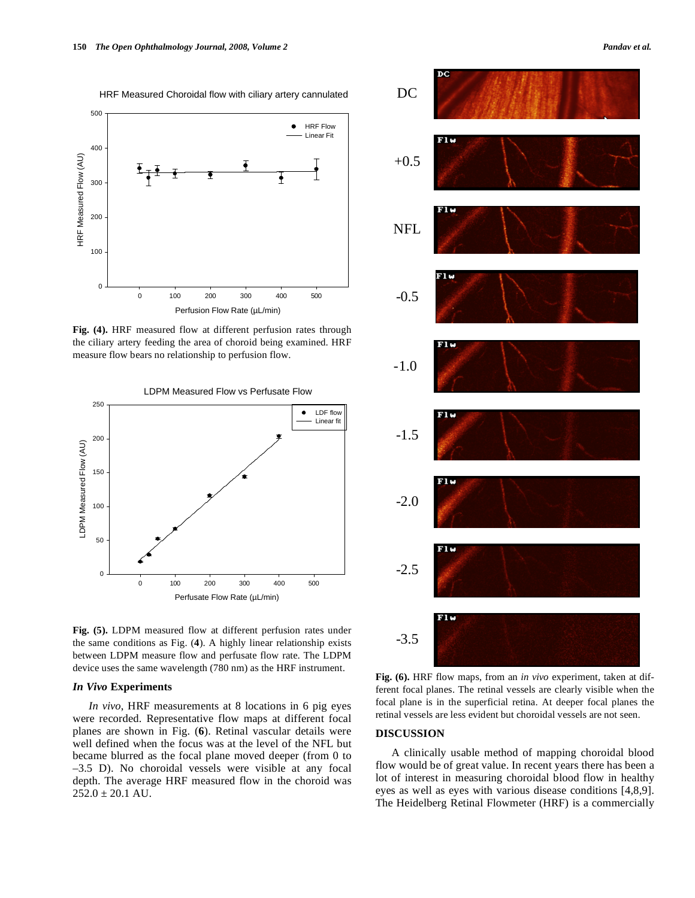**Fig. (4).** HRF measured flow at different perfusion rates through the ciliary artery feeding the area of choroid being examined. HRF measure flow bears no relationship to perfusion flow.

**Fig. (5).** LDPM measured flow at different perfusion rates under the same conditions as Fig. (**4**). A highly linear relationship exists between LDPM measure flow and perfusate flow rate. The LDPM device uses the same wavelength (780 nm) as the HRF instrument.

### *In Vivo* Experiments

*In vivo*, HRF measurements at 8 locations in 6 pig eyes were recorded. Representative flow maps at different focal planes are shown in Fig. (**6**). Retinal vascular details were well defined when the focus was at the level of the NFL but became blurred as the focal plane moved deeper (from 0 to –3.5 D). No choroidal vessels were visible at any focal depth. The average HRF measured flow in the choroid was 252.0 ± 20.1 AU.

**Fig. (6).** HRF flow maps, from an *in vivo* experiment, taken at different focal planes. The retinal vessels are clearly visible when the focal plane is in the superficial retina. At deeper focal planes the retinal vessels are less evident but choroidal vessels are not seen.

## DISCUSSION

A clinically usable method of mapping choroidal blood flow would be of great value. In recent years there has been a lot of interest in measuring choroidal blood flow in healthy eyes as well as eyes with various disease conditions [4,8,9]. The Heidelberg Retinal Flowmeter (HRF) is a commercially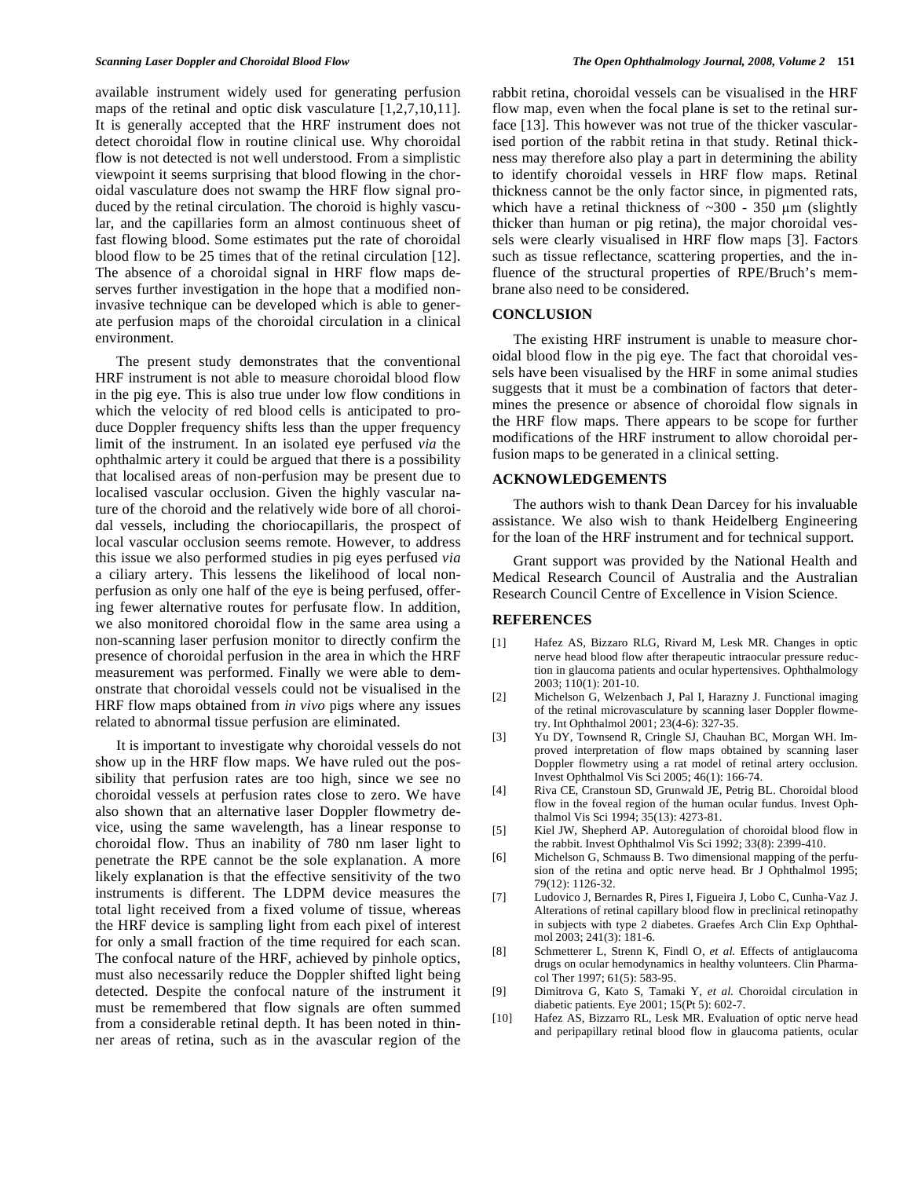available instrument widely used for generating perfusion maps of the retinal and optic disk vasculature [1,2,7,10,11]. It is generally accepted that the HRF instrument does not detect choroidal flow in routine clinical use. Why choroidal flow is not detected is not well understood. From a simplistic viewpoint it seems surprising that blood flowing in the choroidal vasculature does not swamp the HRF flow signal produced by the retinal circulation. The choroid is highly vascular, and the capillaries form an almost continuous sheet of fast flowing blood. Some estimates put the rate of choroidal blood flow to be 25 times that of the retinal circulation [12]. The absence of a choroidal signal in HRF flow maps deserves further investigation in the hope that a modified non-invasive technique can be developed which is able to generate perfusion maps of the choroidal circulation in a clinical environment.

The present study demonstrates that the conventional HRF instrument is not able to measure choroidal blood flow in the pig eye. This is also true under low flow conditions in which the velocity of red blood cells is anticipated to produce Doppler frequency shifts less than the upper frequency limit of the instrument. In an isolated eye perfused *via* the ophthalmic artery it could be argued that there is a possibility that localised areas of non-perfusion may be present due to localised vascular occlusion. Given the highly vascular nature of the choroid and the relatively wide bore of all choroidal vessels, including the choriocapillaris, the prospect of local vascular occlusion seems remote. However, to address this issue we also performed studies in pig eyes perfused *via* a ciliary artery. This lessens the likelihood of local non-perfusion as only one half of the eye is being perfused, offering fewer alternative routes for perfusate flow. In addition, we also monitored choroidal flow in the same area using a non-scanning laser perfusion monitor to directly confirm the presence of choroidal perfusion in the area in which the HRF measurement was performed. Finally we were able to demonstrate that choroidal vessels could not be visualised in the HRF flow maps obtained from *in vivo* pigs where any issues related to abnormal tissue perfusion are eliminated.

It is important to investigate why choroidal vessels do not show up in the HRF flow maps. We have ruled out the possibility that perfusion rates are too high, since we see no choroidal vessels at perfusion rates close to zero. We have also shown that an alternative laser Doppler flowmetry device, using the same wavelength, has a linear response to choroidal flow. Thus an inability of 780 nm laser light to penetrate the RPE cannot be the sole explanation. A more likely explanation is that the effective sensitivity of the two instruments is different. The LDPM device measures the total light received from a fixed volume of tissue, whereas the HRF device is sampling light from each pixel of interest for only a small fraction of the time required for each scan. The confocal nature of the HRF, achieved by pinhole optics, must also necessarily reduce the Doppler shifted light being detected. Despite the confocal nature of the instrument it must be remembered that flow signals are often summed from a considerable retinal depth. It has been noted in thinner areas of retina, such as in the avascular region of the rabbit retina, choroidal vessels can be visualised in the HRF flow map, even when the focal plane is set to the retinal surface [13]. This however was not true of the thicker vascularised portion of the rabbit retina in that study. Retinal thickness may therefore also play a part in determining the ability to identify choroidal vessels in HRF flow maps. Retinal thickness cannot be the only factor since, in pigmented rats, which have a retinal thickness of ~300 - 350 μm (slightly thicker than human or pig retina), the major choroidal vessels were clearly visualised in HRF flow maps [3]. Factors such as tissue reflectance, scattering properties, and the influence of the structural properties of RPE/Bruch's membrane also need to be considered.

## CONCLUSION

The existing HRF instrument is unable to measure choroidal blood flow in the pig eye. The fact that choroidal vessels have been visualised by the HRF in some animal studies suggests that it must be a combination of factors that determines the presence or absence of choroidal flow signals in the HRF flow maps. There appears to be scope for further modifications of the HRF instrument to allow choroidal perfusion maps to be generated in a clinical setting.

## ACKNOWLEDGEMENTS

The authors wish to thank Dean Darcey for his invaluable assistance. We also wish to thank Heidelberg Engineering for the loan of the HRF instrument and for technical support.

Grant support was provided by the National Health and Medical Research Council of Australia and the Australian Research Council Centre of Excellence in Vision Science.

## REFERENCES

[1] Hafez AS, Bizzaro RLG, Rivard M, Lesk MR. Changes in optic nerve head blood flow after therapeutic intraocular pressure reduction in glaucoma patients and ocular hypertensives. Ophthalmology 2003; 110(1): 201-10.

[2] Michelson G, Welzenbach J, Pal I, Harazny J. Functional imaging of the retinal microvasculature by scanning laser Doppler flowmetry. Int Ophthalmol 2001; 23(4-6): 327-35.

[3] Yu DY, Townsend R, Cringle SJ, Chauhan BC, Morgan WH. Improved interpretation of flow maps obtained by scanning laser Doppler flowmetry using a rat model of retinal artery occlusion. Invest Ophthalmol Vis Sci 2005; 46(1): 166-74.

[4] Riva CE, Cranstoun SD, Grunwald JE, Petrig BL. Choroidal blood flow in the foveal region of the human ocular fundus. Invest Ophthalmol Vis Sci 1994; 35(13): 4273-81.

[5] Kiel JW, Shepherd AP. Autoregulation of choroidal blood flow in the rabbit. Invest Ophthalmol Vis Sci 1992; 33(8): 2399-410.

[6] Michelson G, Schmauss B. Two dimensional mapping of the perfusion of the retina and optic nerve head. Br J Ophthalmol 1995; 79(12): 1126-32.

[7] Ludovico J, Bernardes R, Pires I, Figueira J, Lobo C, Cunha-Vaz J. Alterations of retinal capillary blood flow in preclinical retinopathy in subjects with type 2 diabetes. Graefes Arch Clin Exp Ophthalmol 2003; 241(3): 181-6.

[8] Schmetterer L, Strenn K, Findl O, *et al.* Effects of antiglaucoma drugs on ocular hemodynamics in healthy volunteers. Clin Pharmacol Ther 1997; 61(5): 583-95.

[9] Dimitrova G, Kato S, Tamaki Y, *et al.* Choroidal circulation in diabetic patients. Eye 2001; 15(Pt 5): 602-7.

[10] Hafez AS, Bizzarro RL, Lesk MR. Evaluation of optic nerve head and peripapillary retinal blood flow in glaucoma patients, ocular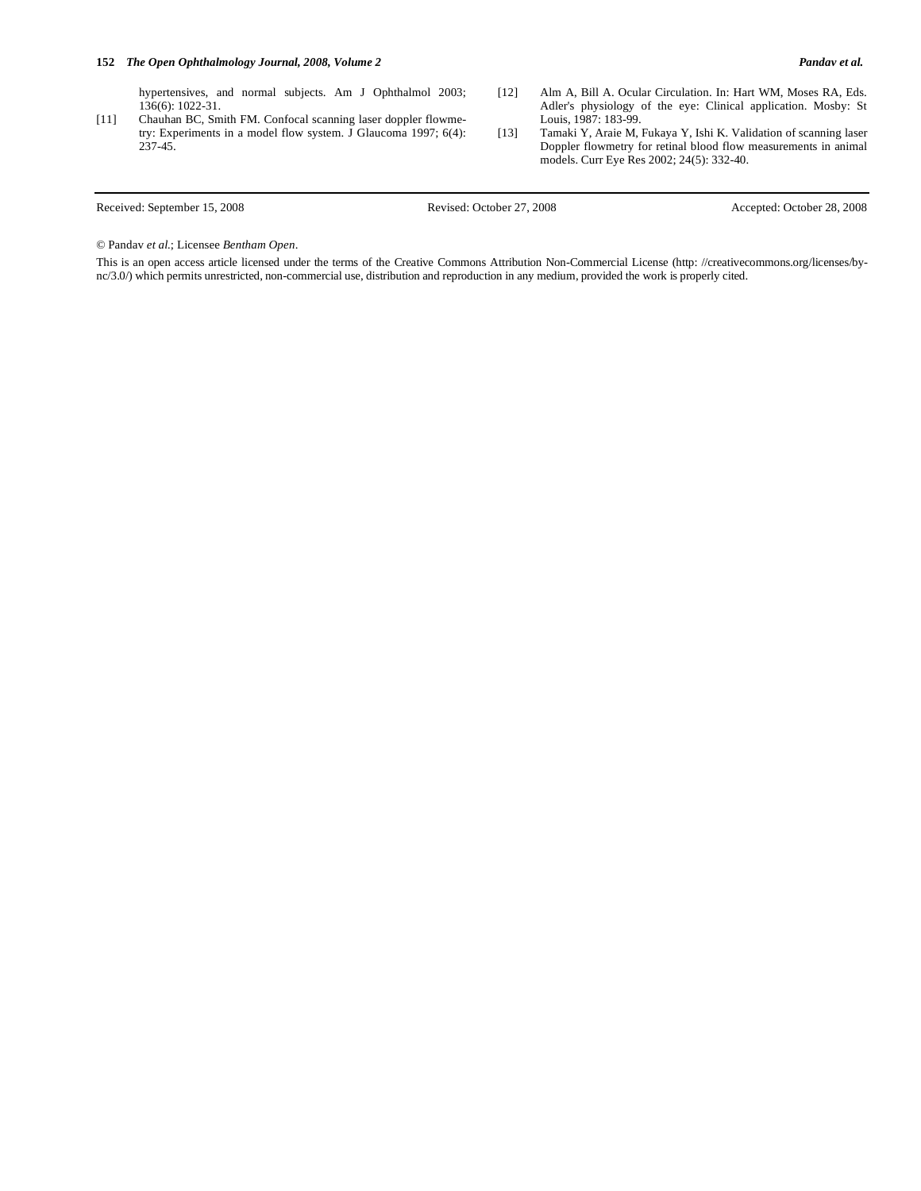hypertensives, and normal subjects. Am J Ophthalmol 2003; 136(6): 1022-31.

[11] Chauhan BC, Smith FM. Confocal scanning laser doppler flowmetry: Experiments in a model flow system. J Glaucoma 1997; 6(4): 237-45.

[12] Alm A, Bill A. Ocular Circulation. In: Hart WM, Moses RA, Eds. Adler's physiology of the eye: Clinical application. Mosby: St Louis, 1987: 183-99.

[13] Tamaki Y, Araie M, Fukaya Y, Ishi K. Validation of scanning laser Doppler flowmetry for retinal blood flow measurements in animal models. Curr Eye Res 2002; 24(5): 332-40.

---

Received: September 15, 2008 Revised: October 27, 2008 Accepted: October 28, 2008

© Pandav *et al.*; Licensee *Bentham Open*.

This is an open access article licensed under the terms of the Creative Commons Attribution Non-Commercial License (http: //creativecommons.org/licenses/by-nc/3.0/) which permits unrestricted, non-commercial use, distribution and reproduction in any medium, provided the work is properly cited.